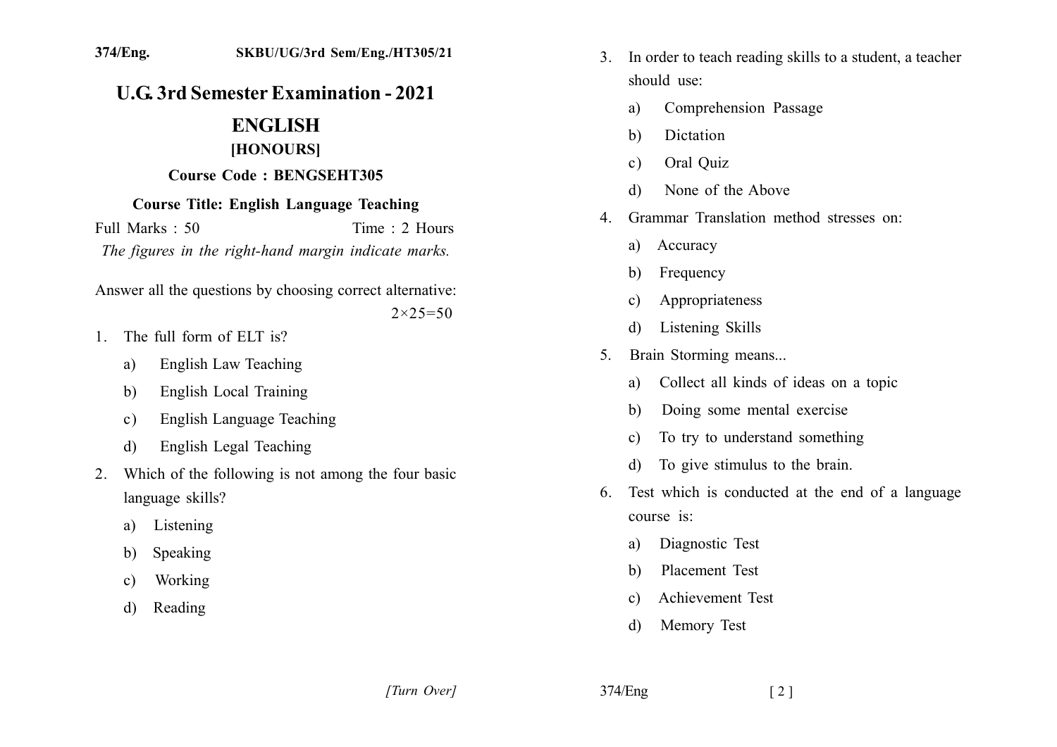374/Eng. SKBU/UG/3rd Sem/Eng./HT305/21

# U.G. 3rd Semester Examination - 2021

## ENGLISH

### [HONOURS]

**Course Code : BENGSEHT305**

**Course Title: English Language Teaching**

Full Marks : 50 Time : 2 Hours

*The figures in the right-hand margin indicate marks.*

Answer all the questions by choosing correct alternative:

$2 \times 25 = 50$

1. The full form of ELT is?
   a) English Law Teaching
   b) English Local Training
   c) English Language Teaching
   d) English Legal Teaching

2. Which of the following is not among the four basic language skills?
   a) Listening
   b) Speaking
   c) Working
   d) Reading

3. In order to teach reading skills to a student, a teacher should use:
   a) Comprehension Passage
   b) Dictation
   c) Oral Quiz
   d) None of the Above

4. Grammar Translation method stresses on:
   a) Accuracy
   b) Frequency
   c) Appropriateness
   d) Listening Skills

5. Brain Storming means...
   a) Collect all kinds of ideas on a topic
   b) Doing some mental exercise
   c) To try to understand something
   d) To give stimulus to the brain.

6. Test which is conducted at the end of a language course is:
   a) Diagnostic Test
   b) Placement Test
   c) Achievement Test
   d) Memory Test

*[Turn Over]*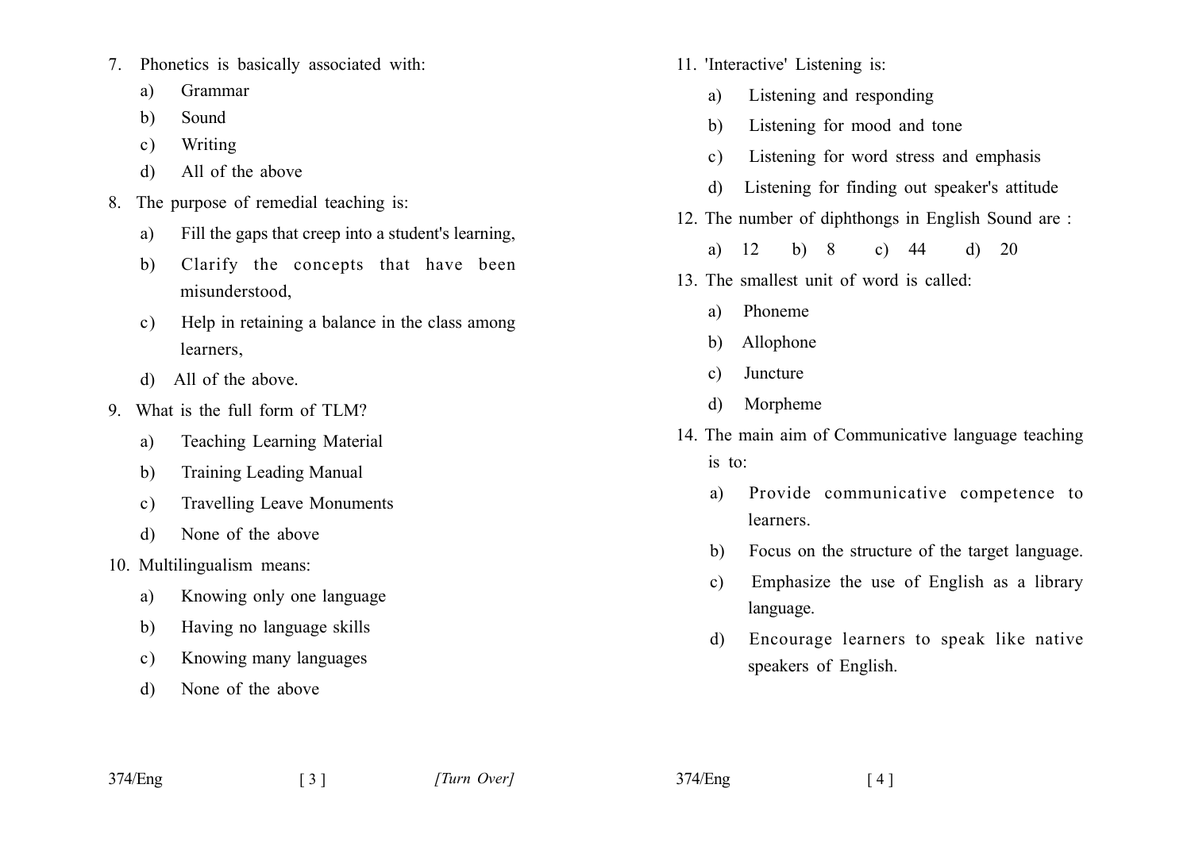7. Phonetics is basically associated with:
   a) Grammar
   b) Sound
   c) Writing
   d) All of the above

8. The purpose of remedial teaching is:
   a) Fill the gaps that creep into a student's learning,
   b) Clarify the concepts that have been misunderstood,
   c) Help in retaining a balance in the class among learners,
   d) All of the above.

9. What is the full form of TLM?
   a) Teaching Learning Material
   b) Training Leading Manual
   c) Travelling Leave Monuments
   d) None of the above

10. Multilingualism means:
    a) Knowing only one language
    b) Having no language skills
    c) Knowing many languages
    d) None of the above

11. 'Interactive' Listening is:
    a) Listening and responding
    b) Listening for mood and tone
    c) Listening for word stress and emphasis
    d) Listening for finding out speaker's attitude

12. The number of diphthongs in English Sound are :
    a) 12 b) 8 c) 44 d) 20

13. The smallest unit of word is called:
    a) Phoneme
    b) Allophone
    c) Juncture
    d) Morpheme

14. The main aim of Communicative language teaching is to:
    a) Provide communicative competence to learners.
    b) Focus on the structure of the target language.
    c) Emphasize the use of English as a library language.
    d) Encourage learners to speak like native speakers of English.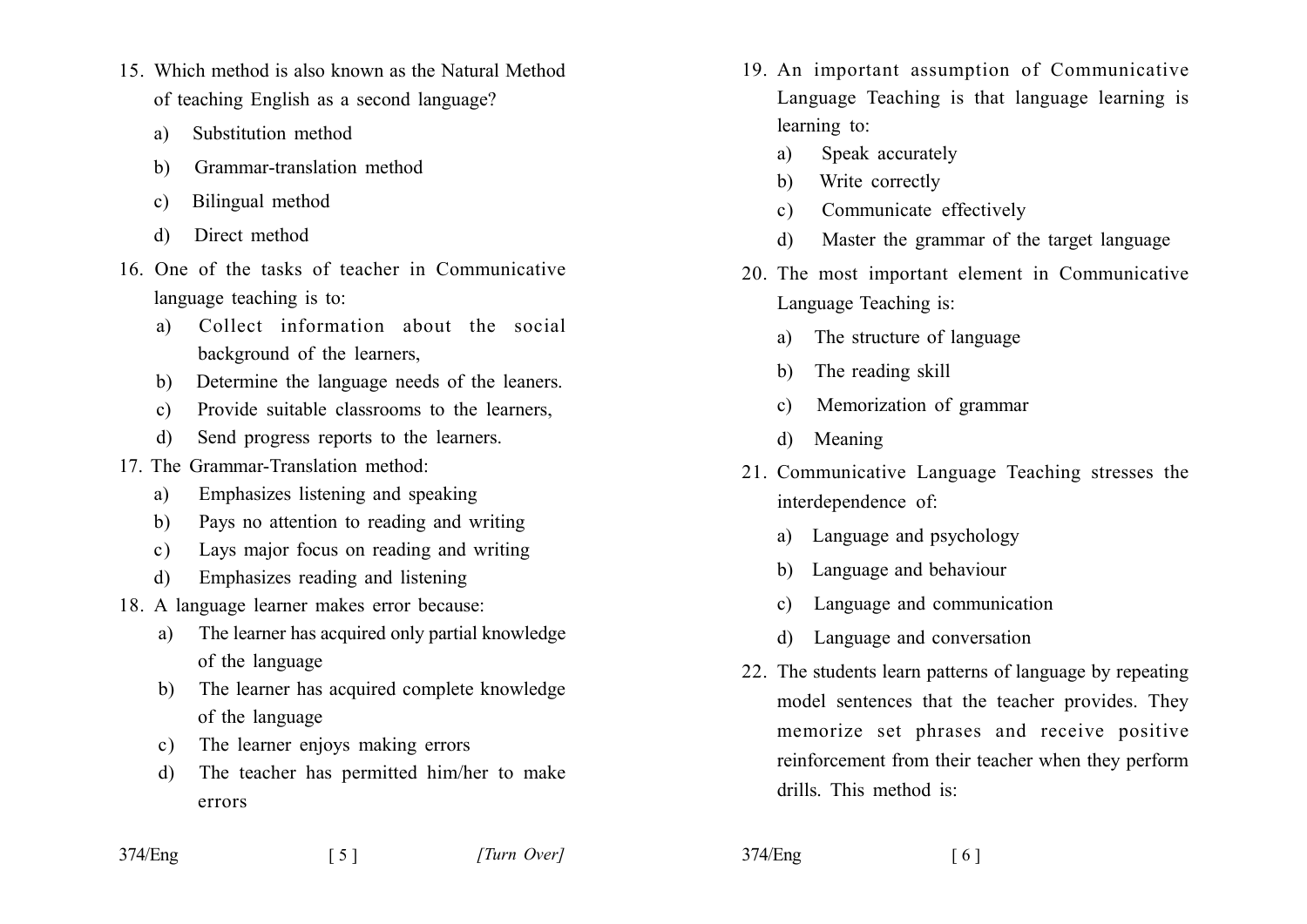15. Which method is also known as the Natural Method of teaching English as a second language?
    a) Substitution method
    b) Grammar-translation method
    c) Bilingual method
    d) Direct method

16. One of the tasks of teacher in Communicative language teaching is to:
    a) Collect information about the social background of the learners,
    b) Determine the language needs of the leaners.
    c) Provide suitable classrooms to the learners,
    d) Send progress reports to the learners.

17. The Grammar-Translation method:
    a) Emphasizes listening and speaking
    b) Pays no attention to reading and writing
    c) Lays major focus on reading and writing
    d) Emphasizes reading and listening

18. A language learner makes error because:
    a) The learner has acquired only partial knowledge of the language
    b) The learner has acquired complete knowledge of the language
    c) The learner enjoys making errors
    d) The teacher has permitted him/her to make errors

19. An important assumption of Communicative Language Teaching is that language learning is learning to:
    a) Speak accurately
    b) Write correctly
    c) Communicate effectively
    d) Master the grammar of the target language

20. The most important element in Communicative Language Teaching is:
    a) The structure of language
    b) The reading skill
    c) Memorization of grammar
    d) Meaning

21. Communicative Language Teaching stresses the interdependence of:
    a) Language and psychology
    b) Language and behaviour
    c) Language and communication
    d) Language and conversation

22. The students learn patterns of language by repeating model sentences that the teacher provides. They memorize set phrases and receive positive reinforcement from their teacher when they perform drills. This method is: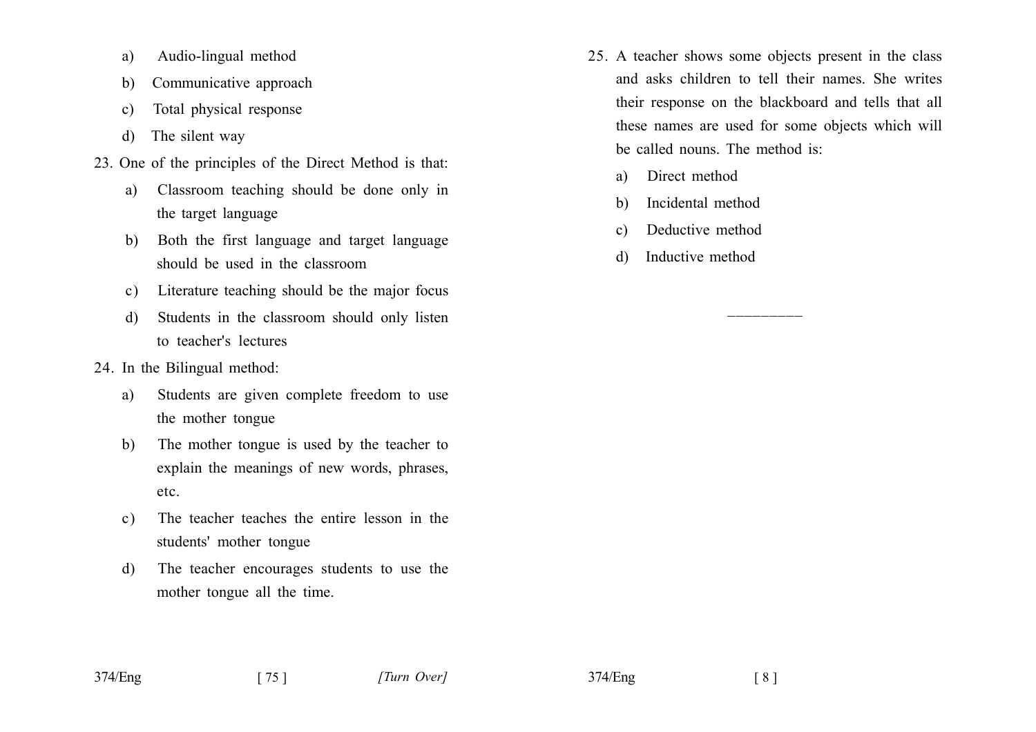a) Audio-lingual method

b) Communicative approach

c) Total physical response

d) The silent way

23. One of the principles of the Direct Method is that:

    a) Classroom teaching should be done only in the target language

    b) Both the first language and target language should be used in the classroom

    c) Literature teaching should be the major focus

    d) Students in the classroom should only listen to teacher's lectures

24. In the Bilingual method:

    a) Students are given complete freedom to use the mother tongue

    b) The mother tongue is used by the teacher to explain the meanings of new words, phrases, etc.

    c) The teacher teaches the entire lesson in the students' mother tongue

    d) The teacher encourages students to use the mother tongue all the time.

25. A teacher shows some objects present in the class and asks children to tell their names. She writes their response on the blackboard and tells that all these names are used for some objects which will be called nouns. The method is:

    a) Direct method

    b) Incidental method

    c) Deductive method

    d) Inductive method

---